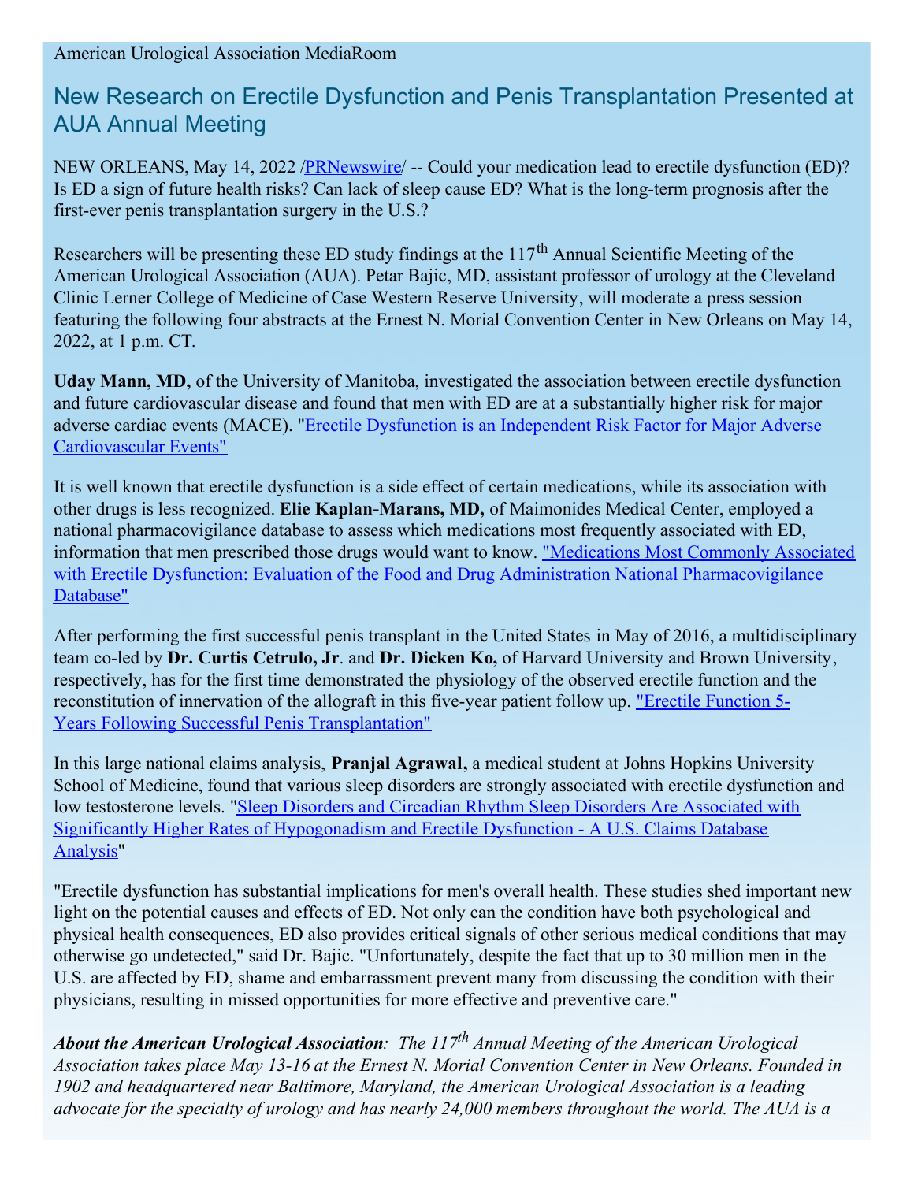American Urological Association MediaRoom

# New Research on Erectile Dysfunction and Penis Transplantation Presented at AUA Annual Meeting

NEW ORLEANS, May 14, 2022 /PRNewswire/ -- Could your medication lead to erectile dysfunction (ED)? Is ED a sign of future health risks? Can lack of sleep cause ED? What is the long-term prognosis after the first-ever penis transplantation surgery in the U.S.?

Researchers will be presenting these ED study findings at the 117th Annual Scientific Meeting of the American Urological Association (AUA). Petar Bajic, MD, assistant professor of urology at the Cleveland Clinic Lerner College of Medicine of Case Western Reserve University, will moderate a press session featuring the following four abstracts at the Ernest N. Morial Convention Center in New Orleans on May 14, 2022, at 1 p.m. CT.

**Uday Mann, MD,** of the University of Manitoba, investigated the association between erectile dysfunction and future cardiovascular disease and found that men with ED are at a substantially higher risk for major adverse cardiac events (MACE). "Erectile Dysfunction is an Independent Risk Factor for Major Adverse Cardiovascular Events"

It is well known that erectile dysfunction is a side effect of certain medications, while its association with other drugs is less recognized. **Elie Kaplan-Marans, MD,** of Maimonides Medical Center, employed a national pharmacovigilance database to assess which medications most frequently associated with ED, information that men prescribed those drugs would want to know. "Medications Most Commonly Associated with Erectile Dysfunction: Evaluation of the Food and Drug Administration National Pharmacovigilance Database"

After performing the first successful penis transplant in the United States in May of 2016, a multidisciplinary team co-led by **Dr. Curtis Cetrulo, Jr**. and **Dr. Dicken Ko,** of Harvard University and Brown University, respectively, has for the first time demonstrated the physiology of the observed erectile function and the reconstitution of innervation of the allograft in this five-year patient follow up. "Erectile Function 5-Years Following Successful Penis Transplantation"

In this large national claims analysis, **Pranjal Agrawal,** a medical student at Johns Hopkins University School of Medicine, found that various sleep disorders are strongly associated with erectile dysfunction and low testosterone levels. "Sleep Disorders and Circadian Rhythm Sleep Disorders Are Associated with Significantly Higher Rates of Hypogonadism and Erectile Dysfunction - A U.S. Claims Database Analysis"

"Erectile dysfunction has substantial implications for men's overall health. These studies shed important new light on the potential causes and effects of ED. Not only can the condition have both psychological and physical health consequences, ED also provides critical signals of other serious medical conditions that may otherwise go undetected," said Dr. Bajic. "Unfortunately, despite the fact that up to 30 million men in the U.S. are affected by ED, shame and embarrassment prevent many from discussing the condition with their physicians, resulting in missed opportunities for more effective and preventive care."

***About the American Urological Association****: The 117th Annual Meeting of the American Urological Association takes place May 13-16 at the Ernest N. Morial Convention Center in New Orleans. Founded in 1902 and headquartered near Baltimore, Maryland, the American Urological Association is a leading advocate for the specialty of urology and has nearly 24,000 members throughout the world. The AUA is a*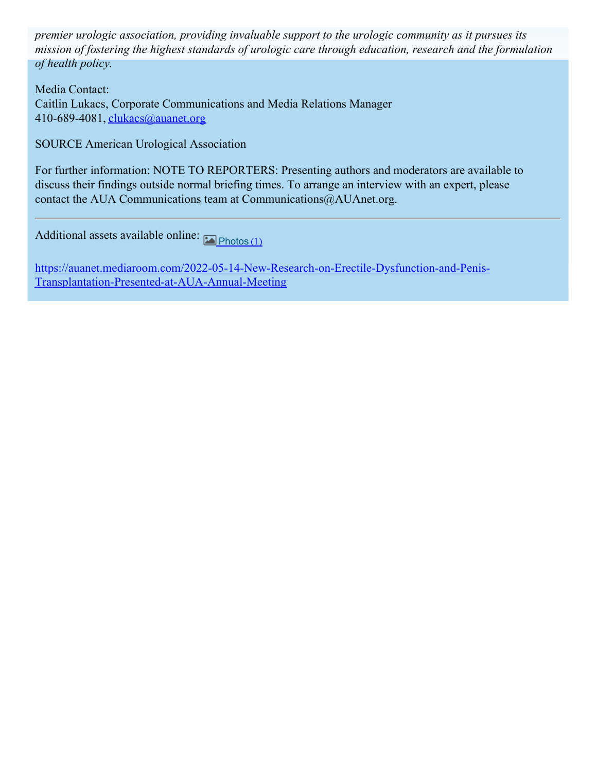*premier urologic association, providing invaluable support to the urologic community as it pursues its mission of fostering the highest standards of urologic care through education, research and the formulation of health policy.*

Media Contact:
Caitlin Lukacs, Corporate Communications and Media Relations Manager
410-689-4081, clukacs@auanet.org

SOURCE American Urological Association

For further information: NOTE TO REPORTERS: Presenting authors and moderators are available to discuss their findings outside normal briefing times. To arrange an interview with an expert, please contact the AUA Communications team at Communications@AUAnet.org.

---

Additional assets available online: Photos (1)

https://auanet.mediaroom.com/2022-05-14-New-Research-on-Erectile-Dysfunction-and-Penis-Transplantation-Presented-at-AUA-Annual-Meeting